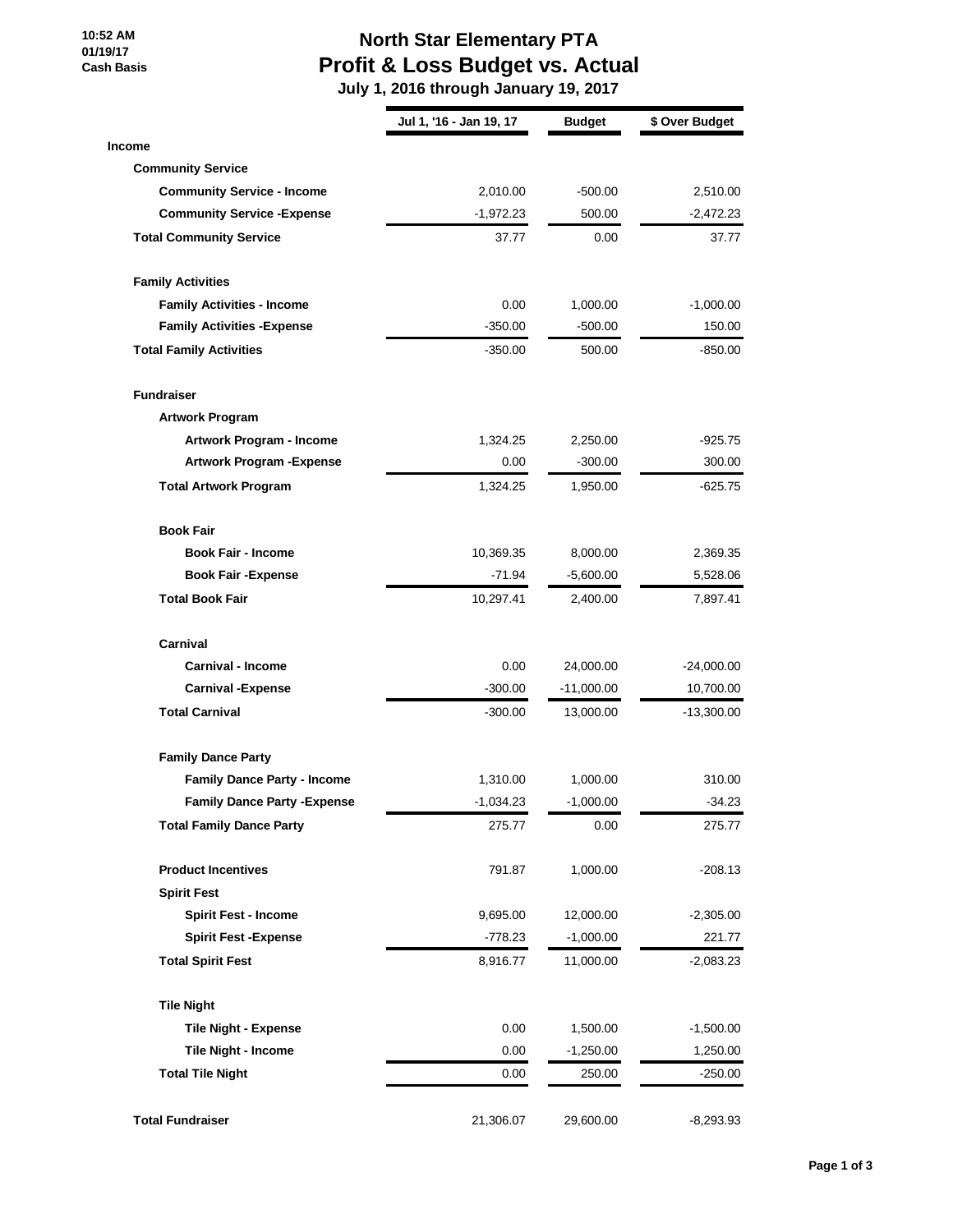10:52 AM
01/19/17
Cash Basis

# North Star Elementary PTA
## Profit & Loss Budget vs. Actual
### July 1, 2016 through January 19, 2017

| | Jul 1, '16 - Jan 19, 17 | Budget | $ Over Budget |
|---|---|---|---|
| **Income** | | | |
| **Community Service** | | | |
| **Community Service - Income** | 2,010.00 | -500.00 | 2,510.00 |
| **Community Service -Expense** | -1,972.23 | 500.00 | -2,472.23 |
| **Total Community Service** | 37.77 | 0.00 | 37.77 |
| **Family Activities** | | | |
| **Family Activities - Income** | 0.00 | 1,000.00 | -1,000.00 |
| **Family Activities -Expense** | -350.00 | -500.00 | 150.00 |
| **Total Family Activities** | -350.00 | 500.00 | -850.00 |
| **Fundraiser** | | | |
| **Artwork Program** | | | |
| **Artwork Program - Income** | 1,324.25 | 2,250.00 | -925.75 |
| **Artwork Program -Expense** | 0.00 | -300.00 | 300.00 |
| **Total Artwork Program** | 1,324.25 | 1,950.00 | -625.75 |
| **Book Fair** | | | |
| **Book Fair - Income** | 10,369.35 | 8,000.00 | 2,369.35 |
| **Book Fair -Expense** | -71.94 | -5,600.00 | 5,528.06 |
| **Total Book Fair** | 10,297.41 | 2,400.00 | 7,897.41 |
| **Carnival** | | | |
| **Carnival - Income** | 0.00 | 24,000.00 | -24,000.00 |
| **Carnival -Expense** | -300.00 | -11,000.00 | 10,700.00 |
| **Total Carnival** | -300.00 | 13,000.00 | -13,300.00 |
| **Family Dance Party** | | | |
| **Family Dance Party - Income** | 1,310.00 | 1,000.00 | 310.00 |
| **Family Dance Party -Expense** | -1,034.23 | -1,000.00 | -34.23 |
| **Total Family Dance Party** | 275.77 | 0.00 | 275.77 |
| **Product Incentives** | 791.87 | 1,000.00 | -208.13 |
| **Spirit Fest** | | | |
| **Spirit Fest - Income** | 9,695.00 | 12,000.00 | -2,305.00 |
| **Spirit Fest -Expense** | -778.23 | -1,000.00 | 221.77 |
| **Total Spirit Fest** | 8,916.77 | 11,000.00 | -2,083.23 |
| **Tile Night** | | | |
| **Tile Night - Expense** | 0.00 | 1,500.00 | -1,500.00 |
| **Tile Night - Income** | 0.00 | -1,250.00 | 1,250.00 |
| **Total Tile Night** | 0.00 | 250.00 | -250.00 |
| **Total Fundraiser** | 21,306.07 | 29,600.00 | -8,293.93 |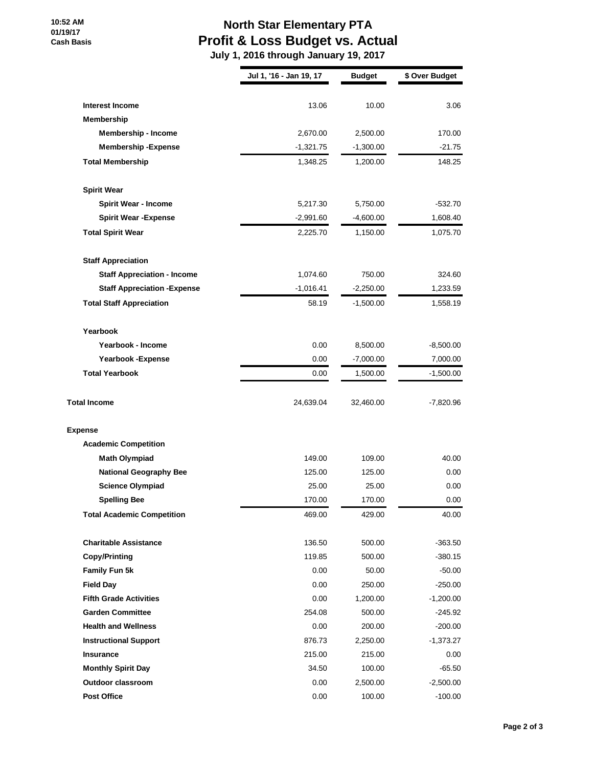# North Star Elementary PTA
## Profit & Loss Budget vs. Actual
### July 1, 2016 through January 19, 2017

10:52 AM
01/19/17
Cash Basis

| | Jul 1, '16 - Jan 19, 17 | Budget | $ Over Budget |
|---|---|---|---|
| **Interest Income** | 13.06 | 10.00 | 3.06 |
| **Membership** | | | |
| **Membership - Income** | 2,670.00 | 2,500.00 | 170.00 |
| **Membership -Expense** | -1,321.75 | -1,300.00 | -21.75 |
| **Total Membership** | 1,348.25 | 1,200.00 | 148.25 |
| **Spirit Wear** | | | |
| **Spirit Wear - Income** | 5,217.30 | 5,750.00 | -532.70 |
| **Spirit Wear -Expense** | -2,991.60 | -4,600.00 | 1,608.40 |
| **Total Spirit Wear** | 2,225.70 | 1,150.00 | 1,075.70 |
| **Staff Appreciation** | | | |
| **Staff Appreciation - Income** | 1,074.60 | 750.00 | 324.60 |
| **Staff Appreciation -Expense** | -1,016.41 | -2,250.00 | 1,233.59 |
| **Total Staff Appreciation** | 58.19 | -1,500.00 | 1,558.19 |
| **Yearbook** | | | |
| **Yearbook - Income** | 0.00 | 8,500.00 | -8,500.00 |
| **Yearbook -Expense** | 0.00 | -7,000.00 | 7,000.00 |
| **Total Yearbook** | 0.00 | 1,500.00 | -1,500.00 |
| **Total Income** | 24,639.04 | 32,460.00 | -7,820.96 |
| **Expense** | | | |
| **Academic Competition** | | | |
| **Math Olympiad** | 149.00 | 109.00 | 40.00 |
| **National Geography Bee** | 125.00 | 125.00 | 0.00 |
| **Science Olympiad** | 25.00 | 25.00 | 0.00 |
| **Spelling Bee** | 170.00 | 170.00 | 0.00 |
| **Total Academic Competition** | 469.00 | 429.00 | 40.00 |
| **Charitable Assistance** | 136.50 | 500.00 | -363.50 |
| **Copy/Printing** | 119.85 | 500.00 | -380.15 |
| **Family Fun 5k** | 0.00 | 50.00 | -50.00 |
| **Field Day** | 0.00 | 250.00 | -250.00 |
| **Fifth Grade Activities** | 0.00 | 1,200.00 | -1,200.00 |
| **Garden Committee** | 254.08 | 500.00 | -245.92 |
| **Health and Wellness** | 0.00 | 200.00 | -200.00 |
| **Instructional Support** | 876.73 | 2,250.00 | -1,373.27 |
| **Insurance** | 215.00 | 215.00 | 0.00 |
| **Monthly Spirit Day** | 34.50 | 100.00 | -65.50 |
| **Outdoor classroom** | 0.00 | 2,500.00 | -2,500.00 |
| **Post Office** | 0.00 | 100.00 | -100.00 |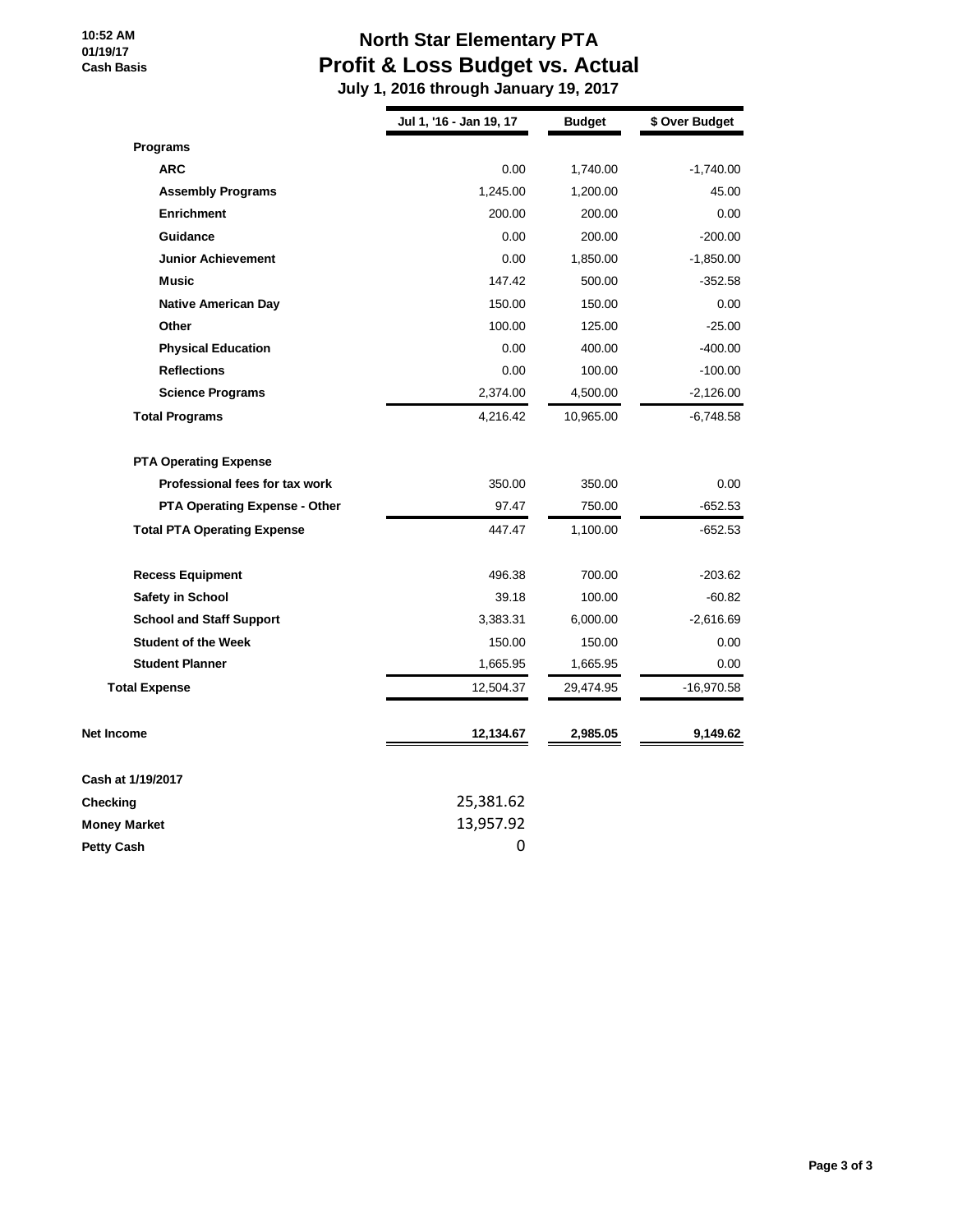10:52 AM
01/19/17
Cash Basis

# North Star Elementary PTA
## Profit & Loss Budget vs. Actual
### July 1, 2016 through January 19, 2017

| | Jul 1, '16 - Jan 19, 17 | Budget | $ Over Budget |
|---|---|---|---|
| **Programs** | | | |
| **ARC** | 0.00 | 1,740.00 | -1,740.00 |
| **Assembly Programs** | 1,245.00 | 1,200.00 | 45.00 |
| **Enrichment** | 200.00 | 200.00 | 0.00 |
| **Guidance** | 0.00 | 200.00 | -200.00 |
| **Junior Achievement** | 0.00 | 1,850.00 | -1,850.00 |
| **Music** | 147.42 | 500.00 | -352.58 |
| **Native American Day** | 150.00 | 150.00 | 0.00 |
| **Other** | 100.00 | 125.00 | -25.00 |
| **Physical Education** | 0.00 | 400.00 | -400.00 |
| **Reflections** | 0.00 | 100.00 | -100.00 |
| **Science Programs** | 2,374.00 | 4,500.00 | -2,126.00 |
| **Total Programs** | 4,216.42 | 10,965.00 | -6,748.58 |
| **PTA Operating Expense** | | | |
| **Professional fees for tax work** | 350.00 | 350.00 | 0.00 |
| **PTA Operating Expense - Other** | 97.47 | 750.00 | -652.53 |
| **Total PTA Operating Expense** | 447.47 | 1,100.00 | -652.53 |
| **Recess Equipment** | 496.38 | 700.00 | -203.62 |
| **Safety in School** | 39.18 | 100.00 | -60.82 |
| **School and Staff Support** | 3,383.31 | 6,000.00 | -2,616.69 |
| **Student of the Week** | 150.00 | 150.00 | 0.00 |
| **Student Planner** | 1,665.95 | 1,665.95 | 0.00 |
| **Total Expense** | 12,504.37 | 29,474.95 | -16,970.58 |
| **Net Income** | **12,134.67** | **2,985.05** | **9,149.62** |

| | |
|---|---|
| **Cash at 1/19/2017** | |
| **Checking** | 25,381.62 |
| **Money Market** | 13,957.92 |
| **Petty Cash** | 0 |